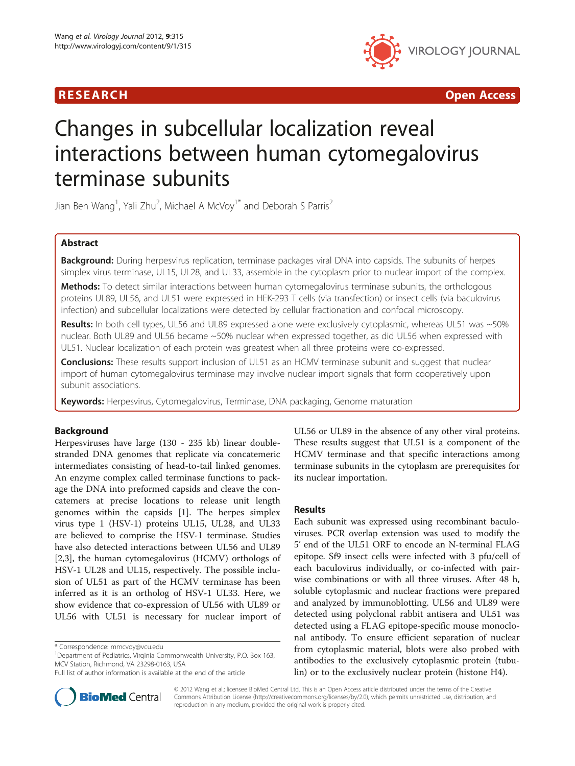RESEARCH Open Access

# Changes in subcellular localization reveal interactions between human cytomegalovirus terminase subunits

Jian Ben Wang[1], Yali Zhu[2], Michael A McVoy[1*] and Deborah S Parris[2]

## Abstract

**Background:** During herpesvirus replication, terminase packages viral DNA into capsids. The subunits of herpes simplex virus terminase, UL15, UL28, and UL33, assemble in the cytoplasm prior to nuclear import of the complex.

**Methods:** To detect similar interactions between human cytomegalovirus terminase subunits, the orthologous proteins UL89, UL56, and UL51 were expressed in HEK-293 T cells (via transfection) or insect cells (via baculovirus infection) and subcellular localizations were detected by cellular fractionation and confocal microscopy.

**Results:** In both cell types, UL56 and UL89 expressed alone were exclusively cytoplasmic, whereas UL51 was ~50% nuclear. Both UL89 and UL56 became ~50% nuclear when expressed together, as did UL56 when expressed with UL51. Nuclear localization of each protein was greatest when all three proteins were co-expressed.

**Conclusions:** These results support inclusion of UL51 as an HCMV terminase subunit and suggest that nuclear import of human cytomegalovirus terminase may involve nuclear import signals that form cooperatively upon subunit associations.

**Keywords:** Herpesvirus, Cytomegalovirus, Terminase, DNA packaging, Genome maturation

## Background

Herpesviruses have large (130 - 235 kb) linear double-stranded DNA genomes that replicate via concatemeric intermediates consisting of head-to-tail linked genomes. An enzyme complex called terminase functions to package the DNA into preformed capsids and cleave the concatemers at precise locations to release unit length genomes within the capsids [1]. The herpes simplex virus type 1 (HSV-1) proteins UL15, UL28, and UL33 are believed to comprise the HSV-1 terminase. Studies have also detected interactions between UL56 and UL89 [2,3], the human cytomegalovirus (HCMV) orthologs of HSV-1 UL28 and UL15, respectively. The possible inclusion of UL51 as part of the HCMV terminase has been inferred as it is an ortholog of HSV-1 UL33. Here, we show evidence that co-expression of UL56 with UL89 or UL56 with UL51 is necessary for nuclear import of UL56 or UL89 in the absence of any other viral proteins. These results suggest that UL51 is a component of the HCMV terminase and that specific interactions among terminase subunits in the cytoplasm are prerequisites for its nuclear importation.

## Results

Each subunit was expressed using recombinant baculoviruses. PCR overlap extension was used to modify the 5' end of the UL51 ORF to encode an N-terminal FLAG epitope. Sf9 insect cells were infected with 3 pfu/cell of each baculovirus individually, or co-infected with pairwise combinations or with all three viruses. After 48 h, soluble cytoplasmic and nuclear fractions were prepared and analyzed by immunoblotting. UL56 and UL89 were detected using polyclonal rabbit antisera and UL51 was detected using a FLAG epitope-specific mouse monoclonal antibody. To ensure efficient separation of nuclear from cytoplasmic material, blots were also probed with antibodies to the exclusively cytoplasmic protein (tubulin) or to the exclusively nuclear protein (histone H4).

* Correspondence: mmcvoy@vcu.edu
[1]Department of Pediatrics, Virginia Commonwealth University, P.O. Box 163, MCV Station, Richmond, VA 23298-0163, USA
Full list of author information is available at the end of the article

© 2012 Wang et al.; licensee BioMed Central Ltd. This is an Open Access article distributed under the terms of the Creative Commons Attribution License (http://creativecommons.org/licenses/by/2.0), which permits unrestricted use, distribution, and reproduction in any medium, provided the original work is properly cited.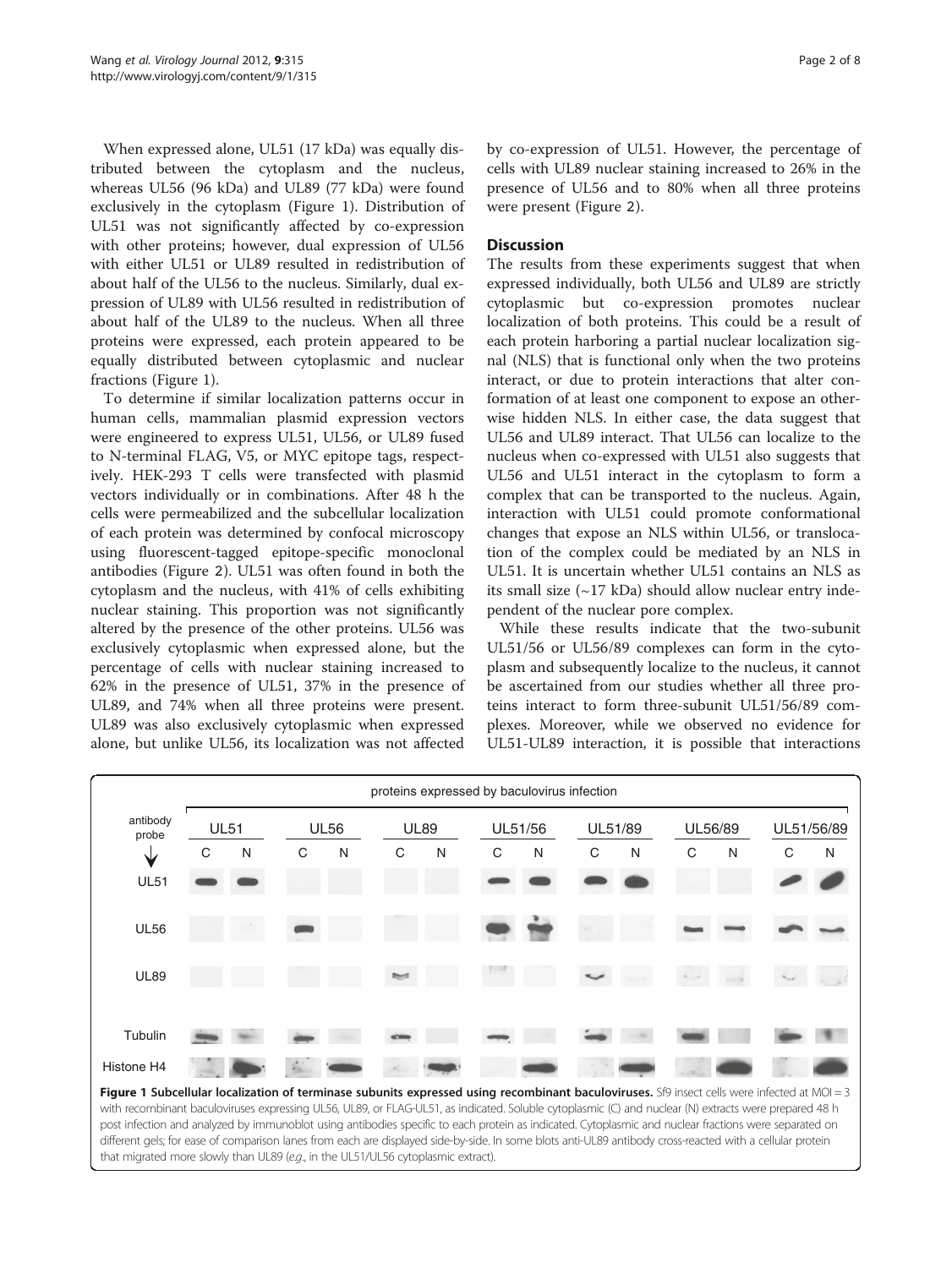When expressed alone, UL51 (17 kDa) was equally distributed between the cytoplasm and the nucleus, whereas UL56 (96 kDa) and UL89 (77 kDa) were found exclusively in the cytoplasm (Figure 1). Distribution of UL51 was not significantly affected by co-expression with other proteins; however, dual expression of UL56 with either UL51 or UL89 resulted in redistribution of about half of the UL56 to the nucleus. Similarly, dual expression of UL89 with UL56 resulted in redistribution of about half of the UL89 to the nucleus. When all three proteins were expressed, each protein appeared to be equally distributed between cytoplasmic and nuclear fractions (Figure 1).

To determine if similar localization patterns occur in human cells, mammalian plasmid expression vectors were engineered to express UL51, UL56, or UL89 fused to N-terminal FLAG, V5, or MYC epitope tags, respectively. HEK-293 T cells were transfected with plasmid vectors individually or in combinations. After 48 h the cells were permeabilized and the subcellular localization of each protein was determined by confocal microscopy using fluorescent-tagged epitope-specific monoclonal antibodies (Figure 2). UL51 was often found in both the cytoplasm and the nucleus, with 41% of cells exhibiting nuclear staining. This proportion was not significantly altered by the presence of the other proteins. UL56 was exclusively cytoplasmic when expressed alone, but the percentage of cells with nuclear staining increased to 62% in the presence of UL51, 37% in the presence of UL89, and 74% when all three proteins were present. UL89 was also exclusively cytoplasmic when expressed alone, but unlike UL56, its localization was not affected by co-expression of UL51. However, the percentage of cells with UL89 nuclear staining increased to 26% in the presence of UL56 and to 80% when all three proteins were present (Figure 2).

## Discussion

The results from these experiments suggest that when expressed individually, both UL56 and UL89 are strictly cytoplasmic but co-expression promotes nuclear localization of both proteins. This could be a result of each protein harboring a partial nuclear localization signal (NLS) that is functional only when the two proteins interact, or due to protein interactions that alter conformation of at least one component to expose an otherwise hidden NLS. In either case, the data suggest that UL56 and UL89 interact. That UL56 can localize to the nucleus when co-expressed with UL51 also suggests that UL56 and UL51 interact in the cytoplasm to form a complex that can be transported to the nucleus. Again, interaction with UL51 could promote conformational changes that expose an NLS within UL56, or translocation of the complex could be mediated by an NLS in UL51. It is uncertain whether UL51 contains an NLS as its small size (~17 kDa) should allow nuclear entry independent of the nuclear pore complex.

While these results indicate that the two-subunit UL51/56 or UL56/89 complexes can form in the cytoplasm and subsequently localize to the nucleus, it cannot be ascertained from our studies whether all three proteins interact to form three-subunit UL51/56/89 complexes. Moreover, while we observed no evidence for UL51-UL89 interaction, it is possible that interactions

**Figure 1 Subcellular localization of terminase subunits expressed using recombinant baculoviruses.** Sf9 insect cells were infected at MOI = 3 with recombinant baculoviruses expressing UL56, UL89, or FLAG-UL51, as indicated. Soluble cytoplasmic (C) and nuclear (N) extracts were prepared 48 h post infection and analyzed by immunoblot using antibodies specific to each protein as indicated. Cytoplasmic and nuclear fractions were separated on different gels; for ease of comparison lanes from each are displayed side-by-side. In some blots anti-UL89 antibody cross-reacted with a cellular protein that migrated more slowly than UL89 (*e.g.*, in the UL51/UL56 cytoplasmic extract).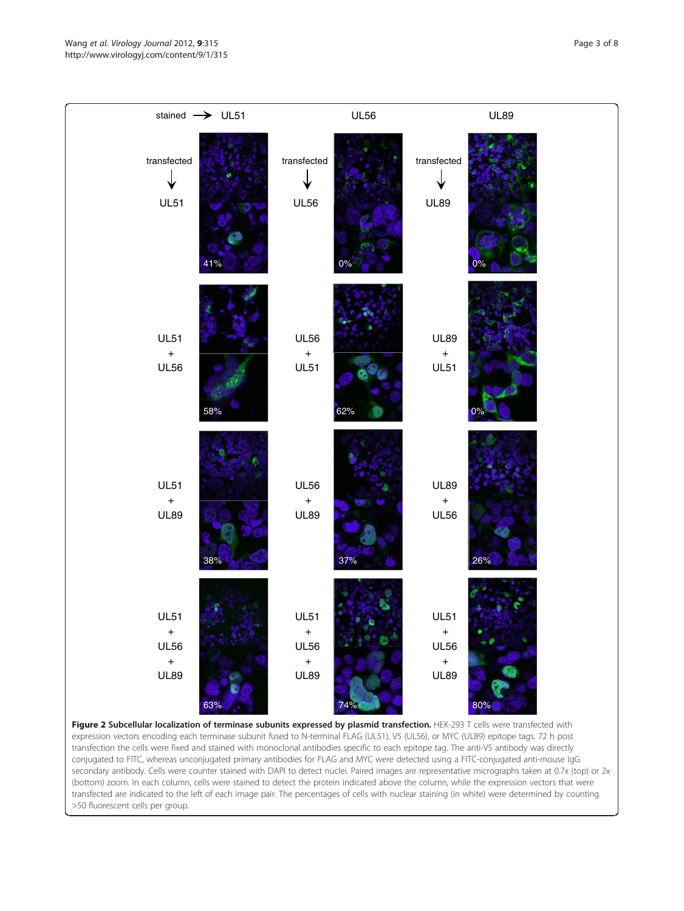**Figure 2 Subcellular localization of terminase subunits expressed by plasmid transfection.** HEK-293 T cells were transfected with expression vectors encoding each terminase subunit fused to N-terminal FLAG (UL51), V5 (UL56), or MYC (UL89) epitope tags. 72 h post transfection the cells were fixed and stained with monoclonal antibodies specific to each epitope tag. The anti-V5 antibody was directly conjugated to FITC, whereas unconjugated primary antibodies for FLAG and MYC were detected using a FITC-conjugated anti-mouse IgG secondary antibody. Cells were counter stained with DAPI to detect nuclei. Paired images are representative micrographs taken at 0.7x (top) or 2x (bottom) zoom. In each column, cells were stained to detect the protein indicated above the column, while the expression vectors that were transfected are indicated to the left of each image pair. The percentages of cells with nuclear staining (in white) were determined by counting >50 fluorescent cells per group.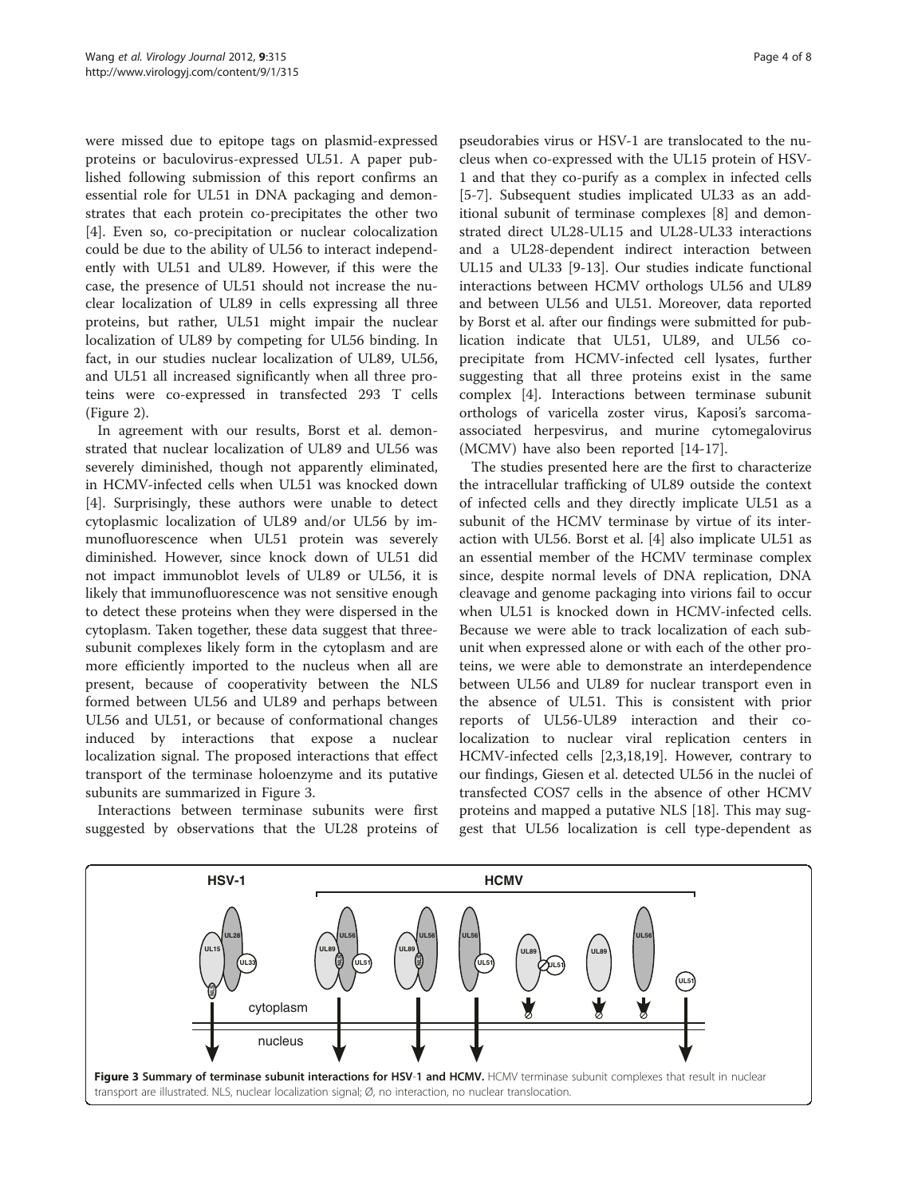were missed due to epitope tags on plasmid-expressed proteins or baculovirus-expressed UL51. A paper published following submission of this report confirms an essential role for UL51 in DNA packaging and demonstrates that each protein co-precipitates the other two [4]. Even so, co-precipitation or nuclear colocalization could be due to the ability of UL56 to interact independently with UL51 and UL89. However, if this were the case, the presence of UL51 should not increase the nuclear localization of UL89 in cells expressing all three proteins, but rather, UL51 might impair the nuclear localization of UL89 by competing for UL56 binding. In fact, in our studies nuclear localization of UL89, UL56, and UL51 all increased significantly when all three proteins were co-expressed in transfected 293 T cells (Figure 2).

In agreement with our results, Borst et al. demonstrated that nuclear localization of UL89 and UL56 was severely diminished, though not apparently eliminated, in HCMV-infected cells when UL51 was knocked down [4]. Surprisingly, these authors were unable to detect cytoplasmic localization of UL89 and/or UL56 by immunofluorescence when UL51 protein was severely diminished. However, since knock down of UL51 did not impact immunoblot levels of UL89 or UL56, it is likely that immunofluorescence was not sensitive enough to detect these proteins when they were dispersed in the cytoplasm. Taken together, these data suggest that three-subunit complexes likely form in the cytoplasm and are more efficiently imported to the nucleus when all are present, because of cooperativity between the NLS formed between UL56 and UL89 and perhaps between UL56 and UL51, or because of conformational changes induced by interactions that expose a nuclear localization signal. The proposed interactions that effect transport of the terminase holoenzyme and its putative subunits are summarized in Figure 3.

Interactions between terminase subunits were first suggested by observations that the UL28 proteins of pseudorabies virus or HSV-1 are translocated to the nucleus when co-expressed with the UL15 protein of HSV-1 and that they co-purify as a complex in infected cells [5-7]. Subsequent studies implicated UL33 as an additional subunit of terminase complexes [8] and demonstrated direct UL28-UL15 and UL28-UL33 interactions and a UL28-dependent indirect interaction between UL15 and UL33 [9-13]. Our studies indicate functional interactions between HCMV orthologs UL56 and UL89 and between UL56 and UL51. Moreover, data reported by Borst et al. after our findings were submitted for publication indicate that UL51, UL89, and UL56 co-precipitate from HCMV-infected cell lysates, further suggesting that all three proteins exist in the same complex [4]. Interactions between terminase subunit orthologs of varicella zoster virus, Kaposi's sarcoma-associated herpesvirus, and murine cytomegalovirus (MCMV) have also been reported [14-17].

The studies presented here are the first to characterize the intracellular trafficking of UL89 outside the context of infected cells and they directly implicate UL51 as a subunit of the HCMV terminase by virtue of its interaction with UL56. Borst et al. [4] also implicate UL51 as an essential member of the HCMV terminase complex since, despite normal levels of DNA replication, DNA cleavage and genome packaging into virions fail to occur when UL51 is knocked down in HCMV-infected cells. Because we were able to track localization of each subunit when expressed alone or with each of the other proteins, we were able to demonstrate an interdependence between UL56 and UL89 for nuclear transport even in the absence of UL51. This is consistent with prior reports of UL56-UL89 interaction and their co-localization to nuclear viral replication centers in HCMV-infected cells [2,3,18,19]. However, contrary to our findings, Giesen et al. detected UL56 in the nuclei of transfected COS7 cells in the absence of other HCMV proteins and mapped a putative NLS [18]. This may suggest that UL56 localization is cell type-dependent as

**Figure 3 Summary of terminase subunit interactions for HSV-1 and HCMV.** HCMV terminase subunit complexes that result in nuclear transport are illustrated. NLS, nuclear localization signal; Ø, no interaction, no nuclear translocation.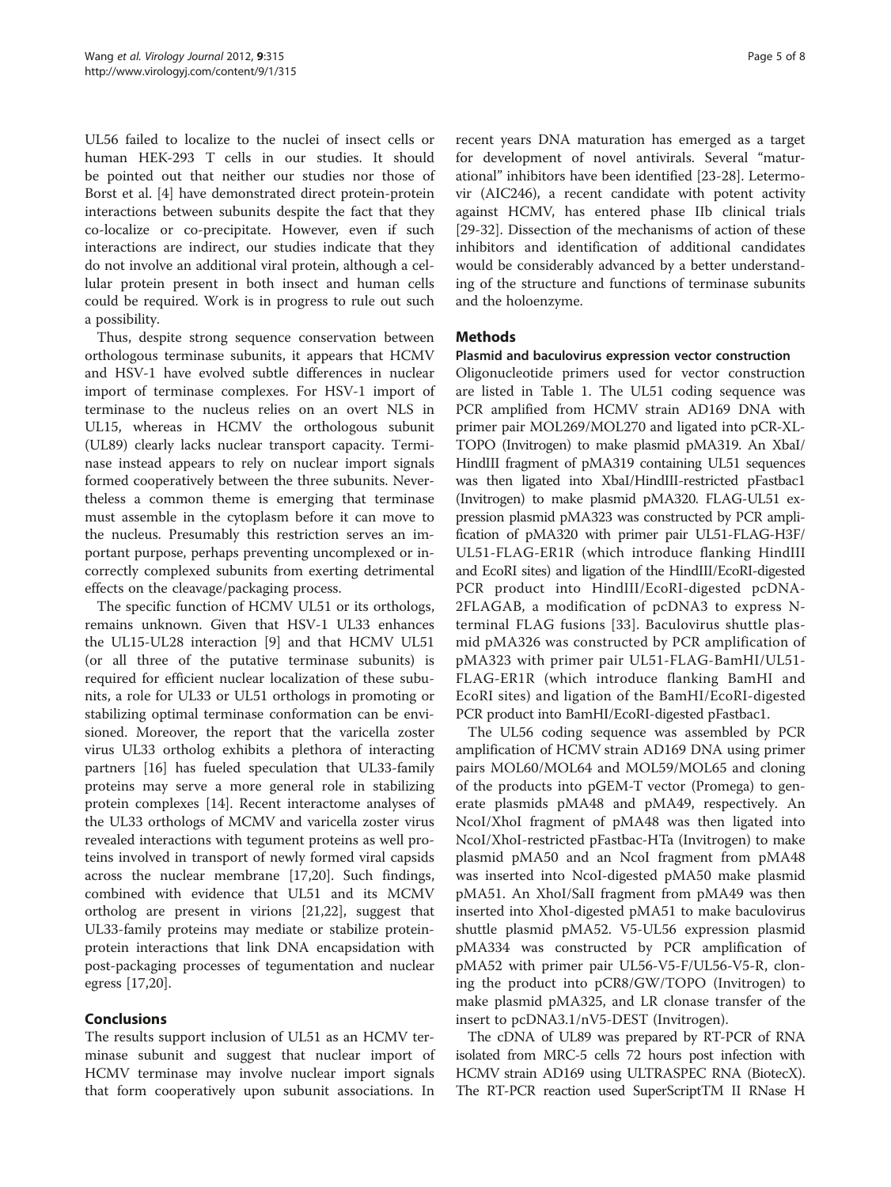UL56 failed to localize to the nuclei of insect cells or human HEK-293 T cells in our studies. It should be pointed out that neither our studies nor those of Borst et al. [4] have demonstrated direct protein-protein interactions between subunits despite the fact that they co-localize or co-precipitate. However, even if such interactions are indirect, our studies indicate that they do not involve an additional viral protein, although a cellular protein present in both insect and human cells could be required. Work is in progress to rule out such a possibility.

Thus, despite strong sequence conservation between orthologous terminase subunits, it appears that HCMV and HSV-1 have evolved subtle differences in nuclear import of terminase complexes. For HSV-1 import of terminase to the nucleus relies on an overt NLS in UL15, whereas in HCMV the orthologous subunit (UL89) clearly lacks nuclear transport capacity. Terminase instead appears to rely on nuclear import signals formed cooperatively between the three subunits. Nevertheless a common theme is emerging that terminase must assemble in the cytoplasm before it can move to the nucleus. Presumably this restriction serves an important purpose, perhaps preventing uncomplexed or incorrectly complexed subunits from exerting detrimental effects on the cleavage/packaging process.

The specific function of HCMV UL51 or its orthologs, remains unknown. Given that HSV-1 UL33 enhances the UL15-UL28 interaction [9] and that HCMV UL51 (or all three of the putative terminase subunits) is required for efficient nuclear localization of these subunits, a role for UL33 or UL51 orthologs in promoting or stabilizing optimal terminase conformation can be envisioned. Moreover, the report that the varicella zoster virus UL33 ortholog exhibits a plethora of interacting partners [16] has fueled speculation that UL33-family proteins may serve a more general role in stabilizing protein complexes [14]. Recent interactome analyses of the UL33 orthologs of MCMV and varicella zoster virus revealed interactions with tegument proteins as well proteins involved in transport of newly formed viral capsids across the nuclear membrane [17,20]. Such findings, combined with evidence that UL51 and its MCMV ortholog are present in virions [21,22], suggest that UL33-family proteins may mediate or stabilize protein-protein interactions that link DNA encapsidation with post-packaging processes of tegumentation and nuclear egress [17,20].

## Conclusions

The results support inclusion of UL51 as an HCMV terminase subunit and suggest that nuclear import of HCMV terminase may involve nuclear import signals that form cooperatively upon subunit associations. In recent years DNA maturation has emerged as a target for development of novel antivirals. Several "maturational" inhibitors have been identified [23-28]. Letermovir (AIC246), a recent candidate with potent activity against HCMV, has entered phase IIb clinical trials [29-32]. Dissection of the mechanisms of action of these inhibitors and identification of additional candidates would be considerably advanced by a better understanding of the structure and functions of terminase subunits and the holoenzyme.

## Methods

### Plasmid and baculovirus expression vector construction

Oligonucleotide primers used for vector construction are listed in Table 1. The UL51 coding sequence was PCR amplified from HCMV strain AD169 DNA with primer pair MOL269/MOL270 and ligated into pCR-XL-TOPO (Invitrogen) to make plasmid pMA319. An XbaI/HindIII fragment of pMA319 containing UL51 sequences was then ligated into XbaI/HindIII-restricted pFastbac1 (Invitrogen) to make plasmid pMA320. FLAG-UL51 expression plasmid pMA323 was constructed by PCR amplification of pMA320 with primer pair UL51-FLAG-H3F/UL51-FLAG-ER1R (which introduce flanking HindIII and EcoRI sites) and ligation of the HindIII/EcoRI-digested PCR product into HindIII/EcoRI-digested pcDNA-2FLAGAB, a modification of pcDNA3 to express N-terminal FLAG fusions [33]. Baculovirus shuttle plasmid pMA326 was constructed by PCR amplification of pMA323 with primer pair UL51-FLAG-BamHI/UL51-FLAG-ER1R (which introduce flanking BamHI and EcoRI sites) and ligation of the BamHI/EcoRI-digested PCR product into BamHI/EcoRI-digested pFastbac1.

The UL56 coding sequence was assembled by PCR amplification of HCMV strain AD169 DNA using primer pairs MOL60/MOL64 and MOL59/MOL65 and cloning of the products into pGEM-T vector (Promega) to generate plasmids pMA48 and pMA49, respectively. An NcoI/XhoI fragment of pMA48 was then ligated into NcoI/XhoI-restricted pFastbac-HTa (Invitrogen) to make plasmid pMA50 and an NcoI fragment from pMA48 was inserted into NcoI-digested pMA50 make plasmid pMA51. An XhoI/SalI fragment from pMA49 was then inserted into XhoI-digested pMA51 to make baculovirus shuttle plasmid pMA52. V5-UL56 expression plasmid pMA334 was constructed by PCR amplification of pMA52 with primer pair UL56-V5-F/UL56-V5-R, cloning the product into pCR8/GW/TOPO (Invitrogen) to make plasmid pMA325, and LR clonase transfer of the insert to pcDNA3.1/nV5-DEST (Invitrogen).

The cDNA of UL89 was prepared by RT-PCR of RNA isolated from MRC-5 cells 72 hours post infection with HCMV strain AD169 using ULTRASPEC RNA (BiotecX). The RT-PCR reaction used SuperScriptTM II RNase H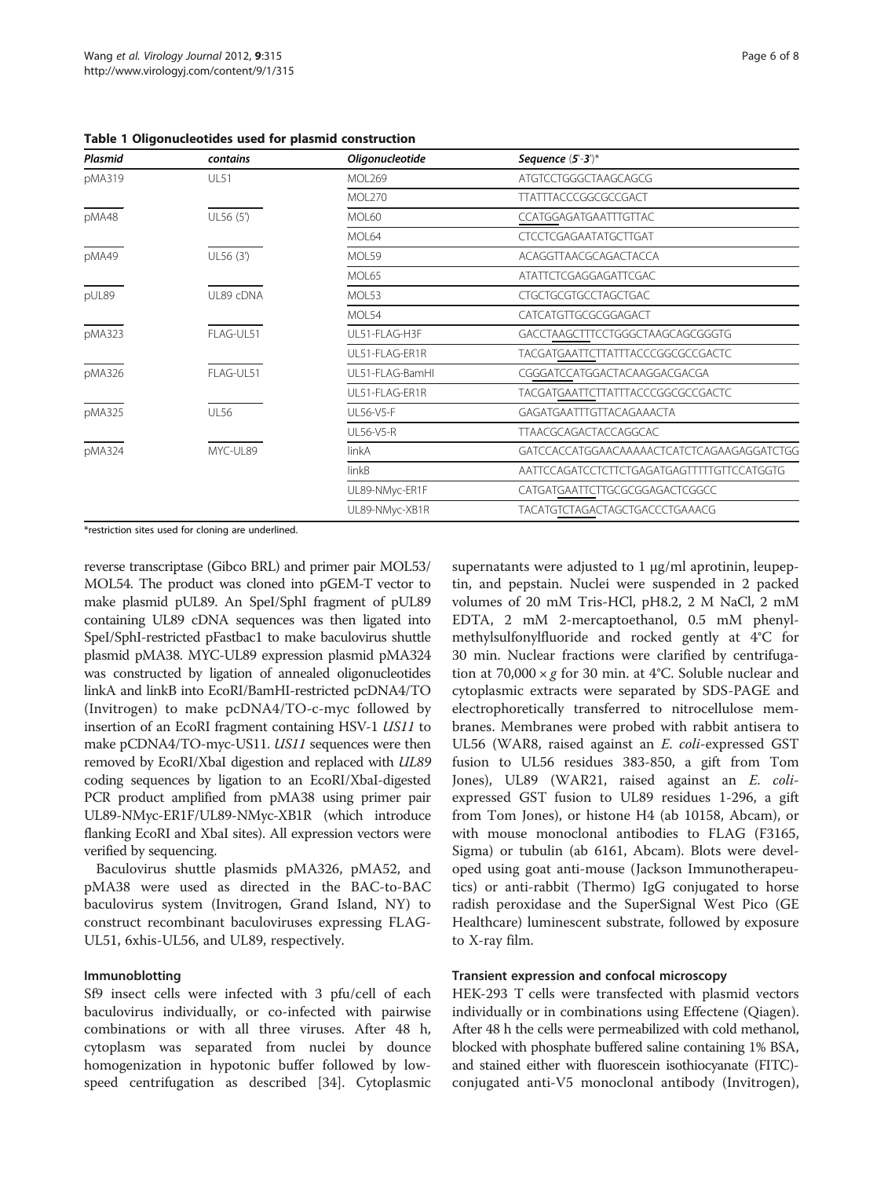**Table 1 Oligonucleotides used for plasmid construction**

| Plasmid | contains | Oligonucleotide | Sequence (5'-3')* |
|---|---|---|---|
| pMA319 | UL51 | MOL269 | ATGTCCTGGGCTAAGCAGCG |
| | | MOL270 | TTATTTACCCGGCGCCGACT |
| pMA48 | UL56 (5') | MOL60 | CCATGGAGATGAATTTGTTAC |
| | | MOL64 | CTCCTCGAGAATATGCTTGAT |
| pMA49 | UL56 (3') | MOL59 | ACAGGTTAACGCAGACTACCA |
| | | MOL65 | ATATTCTCGAGGAGATTCGAC |
| pUL89 | UL89 cDNA | MOL53 | CTGCTGCGTGCCTAGCTGAC |
| | | MOL54 | CATCATGTTGCGCGGAGACT |
| pMA323 | FLAG-UL51 | UL51-FLAG-H3F | GACCTAAGCTTTCCTGGGCTAAGCAGCGGGTG |
| | | UL51-FLAG-ER1R | TACGATGAATTCTTATTTACCCGGCGCCGACTC |
| pMA326 | FLAG-UL51 | UL51-FLAG-BamHI | CGGGATCCATGGACTACAAGGACGACGA |
| | | UL51-FLAG-ER1R | TACGATGAATTCTTATTTACCCGGCGCCGACTC |
| pMA325 | UL56 | UL56-V5-F | GAGATGAATTTGTTACAGAAACTA |
| | | UL56-V5-R | TTAACGCAGACTACCAGGCAC |
| pMA324 | MYC-UL89 | linkA | GATCCACCATGGAACAAAAACTCATCTCAGAAGAGGATCTGG |
| | | linkB | AATTCCAGATCCTCTTCTGAGATGAGTTTTTGTTCCATGGTG |
| | | UL89-NMyc-ER1F | CATGATGAATTCTTGCGCGGAGACTCGGCC |
| | | UL89-NMyc-XB1R | TACATGTCTAGACTAGCTGACCCTGAAACG |

*restriction sites used for cloning are underlined.

reverse transcriptase (Gibco BRL) and primer pair MOL53/MOL54. The product was cloned into pGEM-T vector to make plasmid pUL89. An SpeI/SphI fragment of pUL89 containing UL89 cDNA sequences was then ligated into SpeI/SphI-restricted pFastbac1 to make baculovirus shuttle plasmid pMA38. MYC-UL89 expression plasmid pMA324 was constructed by ligation of annealed oligonucleotides linkA and linkB into EcoRI/BamHI-restricted pcDNA4/TO (Invitrogen) to make pcDNA4/TO-c-myc followed by insertion of an EcoRI fragment containing HSV-1 *US11* to make pCDNA4/TO-myc-US11. *US11* sequences were then removed by EcoRI/XbaI digestion and replaced with *UL89* coding sequences by ligation to an EcoRI/XbaI-digested PCR product amplified from pMA38 using primer pair UL89-NMyc-ER1F/UL89-NMyc-XB1R (which introduce flanking EcoRI and XbaI sites). All expression vectors were verified by sequencing.

Baculovirus shuttle plasmids pMA326, pMA52, and pMA38 were used as directed in the BAC-to-BAC baculovirus system (Invitrogen, Grand Island, NY) to construct recombinant baculoviruses expressing FLAG-UL51, 6xhis-UL56, and UL89, respectively.

### Immunoblotting

Sf9 insect cells were infected with 3 pfu/cell of each baculovirus individually, or co-infected with pairwise combinations or with all three viruses. After 48 h, cytoplasm was separated from nuclei by dounce homogenization in hypotonic buffer followed by low-speed centrifugation as described [34]. Cytoplasmic supernatants were adjusted to 1 μg/ml aprotinin, leupeptin, and pepstain. Nuclei were suspended in 2 packed volumes of 20 mM Tris-HCl, pH8.2, 2 M NaCl, 2 mM EDTA, 2 mM 2-mercaptoethanol, 0.5 mM phenylmethylsulfonylfluoride and rocked gently at 4°C for 30 min. Nuclear fractions were clarified by centrifugation at 70,000 × *g* for 30 min. at 4°C. Soluble nuclear and cytoplasmic extracts were separated by SDS-PAGE and electrophoretically transferred to nitrocellulose membranes. Membranes were probed with rabbit antisera to UL56 (WAR8, raised against an *E. coli*-expressed GST fusion to UL56 residues 383-850, a gift from Tom Jones), UL89 (WAR21, raised against an *E. coli*-expressed GST fusion to UL89 residues 1-296, a gift from Tom Jones), or histone H4 (ab 10158, Abcam), or with mouse monoclonal antibodies to FLAG (F3165, Sigma) or tubulin (ab 6161, Abcam). Blots were developed using goat anti-mouse (Jackson Immunotherapeutics) or anti-rabbit (Thermo) IgG conjugated to horse radish peroxidase and the SuperSignal West Pico (GE Healthcare) luminescent substrate, followed by exposure to X-ray film.

### Transient expression and confocal microscopy

HEK-293 T cells were transfected with plasmid vectors individually or in combinations using Effectene (Qiagen). After 48 h the cells were permeabilized with cold methanol, blocked with phosphate buffered saline containing 1% BSA, and stained either with fluorescein isothiocyanate (FITC)-conjugated anti-V5 monoclonal antibody (Invitrogen),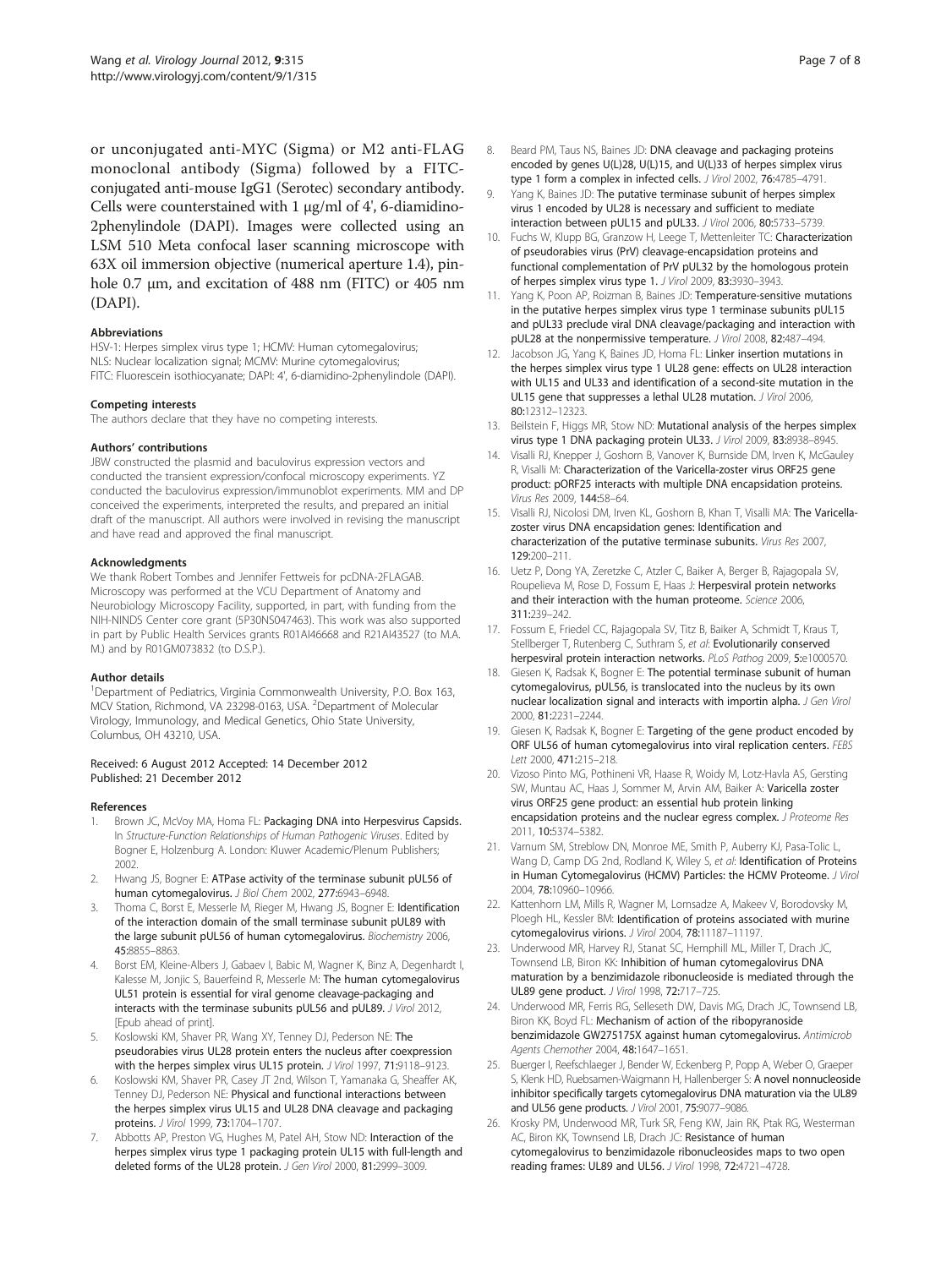or unconjugated anti-MYC (Sigma) or M2 anti-FLAG monoclonal antibody (Sigma) followed by a FITC-conjugated anti-mouse IgG1 (Serotec) secondary antibody. Cells were counterstained with 1 μg/ml of 4', 6-diamidino-2phenylindole (DAPI). Images were collected using an LSM 510 Meta confocal laser scanning microscope with 63X oil immersion objective (numerical aperture 1.4), pinhole 0.7 μm, and excitation of 488 nm (FITC) or 405 nm (DAPI).

#### Abbreviations

HSV-1: Herpes simplex virus type 1; HCMV: Human cytomegalovirus; NLS: Nuclear localization signal; MCMV: Murine cytomegalovirus; FITC: Fluorescein isothiocyanate; DAPI: 4', 6-diamidino-2phenylindole (DAPI).

#### Competing interests

The authors declare that they have no competing interests.

#### Authors' contributions

JBW constructed the plasmid and baculovirus expression vectors and conducted the transient expression/confocal microscopy experiments. YZ conducted the baculovirus expression/immunoblot experiments. MM and DP conceived the experiments, interpreted the results, and prepared an initial draft of the manuscript. All authors were involved in revising the manuscript and have read and approved the final manuscript.

#### Acknowledgments

We thank Robert Tombes and Jennifer Fettweis for pcDNA-2FLAGAB. Microscopy was performed at the VCU Department of Anatomy and Neurobiology Microscopy Facility, supported, in part, with funding from the NIH-NINDS Center core grant (5P30NS047463). This work was also supported in part by Public Health Services grants R01AI46668 and R21AI43527 (to M.A. M.) and by R01GM073832 (to D.S.P.).

#### Author details

[1]Department of Pediatrics, Virginia Commonwealth University, P.O. Box 163, MCV Station, Richmond, VA 23298-0163, USA. [2]Department of Molecular Virology, Immunology, and Medical Genetics, Ohio State University, Columbus, OH 43210, USA.

Received: 6 August 2012 Accepted: 14 December 2012
Published: 21 December 2012

#### References

1. Brown JC, McVoy MA, Homa FL: **Packaging DNA into Herpesvirus Capsids.** In *Structure-Function Relationships of Human Pathogenic Viruses*. Edited by Bogner E, Holzenburg A. London: Kluwer Academic/Plenum Publishers; 2002.
2. Hwang JS, Bogner E: **ATPase activity of the terminase subunit pUL56 of human cytomegalovirus.** *J Biol Chem* 2002, **277:**6943–6948.
3. Thoma C, Borst E, Messerle M, Rieger M, Hwang JS, Bogner E: **Identification of the interaction domain of the small terminase subunit pUL89 with the large subunit pUL56 of human cytomegalovirus.** *Biochemistry* 2006, **45:**8855–8863.
4. Borst EM, Kleine-Albers J, Gabaev I, Babic M, Wagner K, Binz A, Degenhardt I, Kalesse M, Jonjic S, Bauerfeind R, Messerle M: **The human cytomegalovirus UL51 protein is essential for viral genome cleavage-packaging and interacts with the terminase subunits pUL56 and pUL89.** *J Virol* 2012, [Epub ahead of print].
5. Koslowski KM, Shaver PR, Wang XY, Tenney DJ, Pederson NE: **The pseudorabies virus UL28 protein enters the nucleus after coexpression with the herpes simplex virus UL15 protein.** *J Virol* 1997, **71:**9118–9123.
6. Koslowski KM, Shaver PR, Casey JT 2nd, Wilson T, Yamanaka G, Sheaffer AK, Tenney DJ, Pederson NE: **Physical and functional interactions between the herpes simplex virus UL15 and UL28 DNA cleavage and packaging proteins.** *J Virol* 1999, **73:**1704–1707.
7. Abbotts AP, Preston VG, Hughes M, Patel AH, Stow ND: **Interaction of the herpes simplex virus type 1 packaging protein UL15 with full-length and deleted forms of the UL28 protein.** *J Gen Virol* 2000, **81**:2999–3009.
8. Beard PM, Taus NS, Baines JD: **DNA cleavage and packaging proteins encoded by genes U(L)28, U(L)15, and U(L)33 of herpes simplex virus type 1 form a complex in infected cells.** *J Virol* 2002, **76:**4785–4791.
9. Yang K, Baines JD: **The putative terminase subunit of herpes simplex virus 1 encoded by UL28 is necessary and sufficient to mediate interaction between pUL15 and pUL33.** *J Virol* 2006, **80:**5733–5739.
10. Fuchs W, Klupp BG, Granzow H, Leege T, Mettenleiter TC: **Characterization of pseudorabies virus (PrV) cleavage-encapsidation proteins and functional complementation of PrV pUL32 by the homologous protein of herpes simplex virus type 1.** *J Virol* 2009, **83:**3930–3943.
11. Yang K, Poon AP, Roizman B, Baines JD: **Temperature-sensitive mutations in the putative herpes simplex virus type 1 terminase subunits pUL15 and pUL33 preclude viral DNA cleavage/packaging and interaction with pUL28 at the nonpermissive temperature.** *J Virol* 2008, **82:**487–494.
12. Jacobson JG, Yang K, Baines JD, Homa FL: **Linker insertion mutations in the herpes simplex virus type 1 UL28 gene: effects on UL28 interaction with UL15 and UL33 and identification of a second-site mutation in the UL15 gene that suppresses a lethal UL28 mutation.** *J Virol* 2006, **80:**12312–12323.
13. Beilstein F, Higgs MR, Stow ND: **Mutational analysis of the herpes simplex virus type 1 DNA packaging protein UL33.** *J Virol* 2009, **83:**8938–8945.
14. Visalli RJ, Knepper J, Goshorn B, Vanover K, Burnside DM, Irven K, McGauley R, Visalli M: **Characterization of the Varicella-zoster virus ORF25 gene product: pORF25 interacts with multiple DNA encapsidation proteins.** *Virus Res* 2009, **144:**58–64.
15. Visalli RJ, Nicolosi DM, Irven KL, Goshorn B, Khan T, Visalli MA: **The Varicella-zoster virus DNA encapsidation genes: Identification and characterization of the putative terminase subunits.** *Virus Res* 2007, **129:**200–211.
16. Uetz P, Dong YA, Zeretzke C, Atzler C, Baiker A, Berger B, Rajagopala SV, Roupelieva M, Rose D, Fossum E, Haas J: **Herpesviral protein networks and their interaction with the human proteome.** *Science* 2006, **311:**239–242.
17. Fossum E, Friedel CC, Rajagopala SV, Titz B, Baiker A, Schmidt T, Kraus T, Stellberger T, Rutenberg C, Suthram S, *et al*: **Evolutionarily conserved herpesviral protein interaction networks.** *PLoS Pathog* 2009, **5:**e1000570.
18. Giesen K, Radsak K, Bogner E: **The potential terminase subunit of human cytomegalovirus, pUL56, is translocated into the nucleus by its own nuclear localization signal and interacts with importin alpha.** *J Gen Virol* 2000, **81:**2231–2244.
19. Giesen K, Radsak K, Bogner E: **Targeting of the gene product encoded by ORF UL56 of human cytomegalovirus into viral replication centers.** *FEBS Lett* 2000, **471:**215–218.
20. Vizoso Pinto MG, Pothineni VR, Haase R, Woidy M, Lotz-Havla AS, Gersting SW, Muntau AC, Haas J, Sommer M, Arvin AM, Baiker A: **Varicella zoster virus ORF25 gene product: an essential hub protein linking encapsidation proteins and the nuclear egress complex.** *J Proteome Res* 2011, **10:**5374–5382.
21. Varnum SM, Streblow DN, Monroe ME, Smith P, Auberry KJ, Pasa-Tolic L, Wang D, Camp DG 2nd, Rodland K, Wiley S, *et al*: **Identification of Proteins in Human Cytomegalovirus (HCMV) Particles: the HCMV Proteome.** *J Virol* 2004, **78:**10960–10966.
22. Kattenhorn LM, Mills R, Wagner M, Lomsadze A, Makeev V, Borodovsky M, Ploegh HL, Kessler BM: **Identification of proteins associated with murine cytomegalovirus virions.** *J Virol* 2004, **78:**11187–11197.
23. Underwood MR, Harvey RJ, Stanat SC, Hemphill ML, Miller T, Drach JC, Townsend LB, Biron KK: **Inhibition of human cytomegalovirus DNA maturation by a benzimidazole ribonucleoside is mediated through the UL89 gene product.** *J Virol* 1998, **72:**717–725.
24. Underwood MR, Ferris RG, Selleseth DW, Davis MG, Drach JC, Townsend LB, Biron KK, Boyd FL: **Mechanism of action of the ribopyranoside benzimidazole GW275175X against human cytomegalovirus.** *Antimicrob Agents Chemother* 2004, **48:**1647–1651.
25. Buerger I, Reefschlaeger J, Bender W, Eckenberg P, Popp A, Weber O, Graeper S, Klenk HD, Ruebsamen-Waigmann H, Hallenberger S: **A novel nonnucleoside inhibitor specifically targets cytomegalovirus DNA maturation via the UL89 and UL56 gene products.** *J Virol* 2001, **75:**9077–9086.
26. Krosky PM, Underwood MR, Turk SR, Feng KW, Jain RK, Ptak RG, Westerman AC, Biron KK, Townsend LB, Drach JC: **Resistance of human cytomegalovirus to benzimidazole ribonucleosides maps to two open reading frames: UL89 and UL56.** *J Virol* 1998, **72:**4721–4728.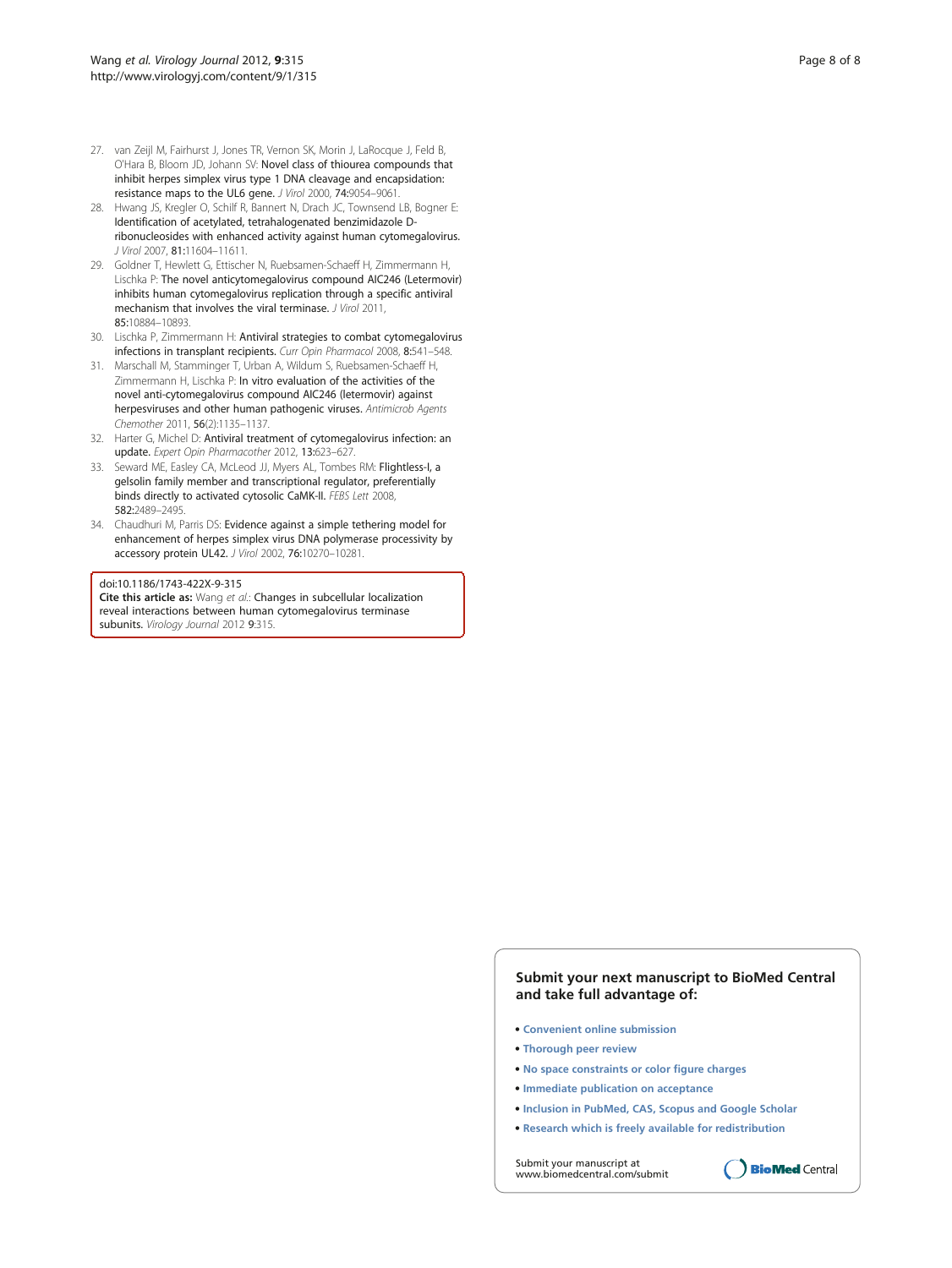27. van Zeijl M, Fairhurst J, Jones TR, Vernon SK, Morin J, LaRocque J, Feld B, O'Hara B, Bloom JD, Johann SV: Novel class of thiourea compounds that inhibit herpes simplex virus type 1 DNA cleavage and encapsidation: resistance maps to the UL6 gene. *J Virol* 2000, **74:**9054–9061.
28. Hwang JS, Kregler O, Schilf R, Bannert N, Drach JC, Townsend LB, Bogner E: Identification of acetylated, tetrahalogenated benzimidazole D-ribonucleosides with enhanced activity against human cytomegalovirus. *J Virol* 2007, **81:**11604–11611.
29. Goldner T, Hewlett G, Ettischer N, Ruebsamen-Schaeff H, Zimmermann H, Lischka P: The novel anticytomegalovirus compound AIC246 (Letermovir) inhibits human cytomegalovirus replication through a specific antiviral mechanism that involves the viral terminase. *J Virol* 2011, **85:**10884–10893.
30. Lischka P, Zimmermann H: Antiviral strategies to combat cytomegalovirus infections in transplant recipients. *Curr Opin Pharmacol* 2008, **8:**541–548.
31. Marschall M, Stamminger T, Urban A, Wildum S, Ruebsamen-Schaeff H, Zimmermann H, Lischka P: In vitro evaluation of the activities of the novel anti-cytomegalovirus compound AIC246 (letermovir) against herpesviruses and other human pathogenic viruses. *Antimicrob Agents Chemother* 2011, **56**(2):1135–1137.
32. Harter G, Michel D: Antiviral treatment of cytomegalovirus infection: an update. *Expert Opin Pharmacother* 2012, **13:**623–627.
33. Seward ME, Easley CA, McLeod JJ, Myers AL, Tombes RM: Flightless-I, a gelsolin family member and transcriptional regulator, preferentially binds directly to activated cytosolic CaMK-II. *FEBS Lett* 2008, **582:**2489–2495.
34. Chaudhuri M, Parris DS: Evidence against a simple tethering model for enhancement of herpes simplex virus DNA polymerase processivity by accessory protein UL42. *J Virol* 2002, **76:**10270–10281.

doi:10.1186/1743-422X-9-315
**Cite this article as:** Wang *et al.*: Changes in subcellular localization reveal interactions between human cytomegalovirus terminase subunits. *Virology Journal* 2012 **9**:315.

**Submit your next manuscript to BioMed Central and take full advantage of:**

- **Convenient online submission**
- **Thorough peer review**
- **No space constraints or color figure charges**
- **Immediate publication on acceptance**
- **Inclusion in PubMed, CAS, Scopus and Google Scholar**
- **Research which is freely available for redistribution**

Submit your manuscript at
www.biomedcentral.com/submit

BioMed Central